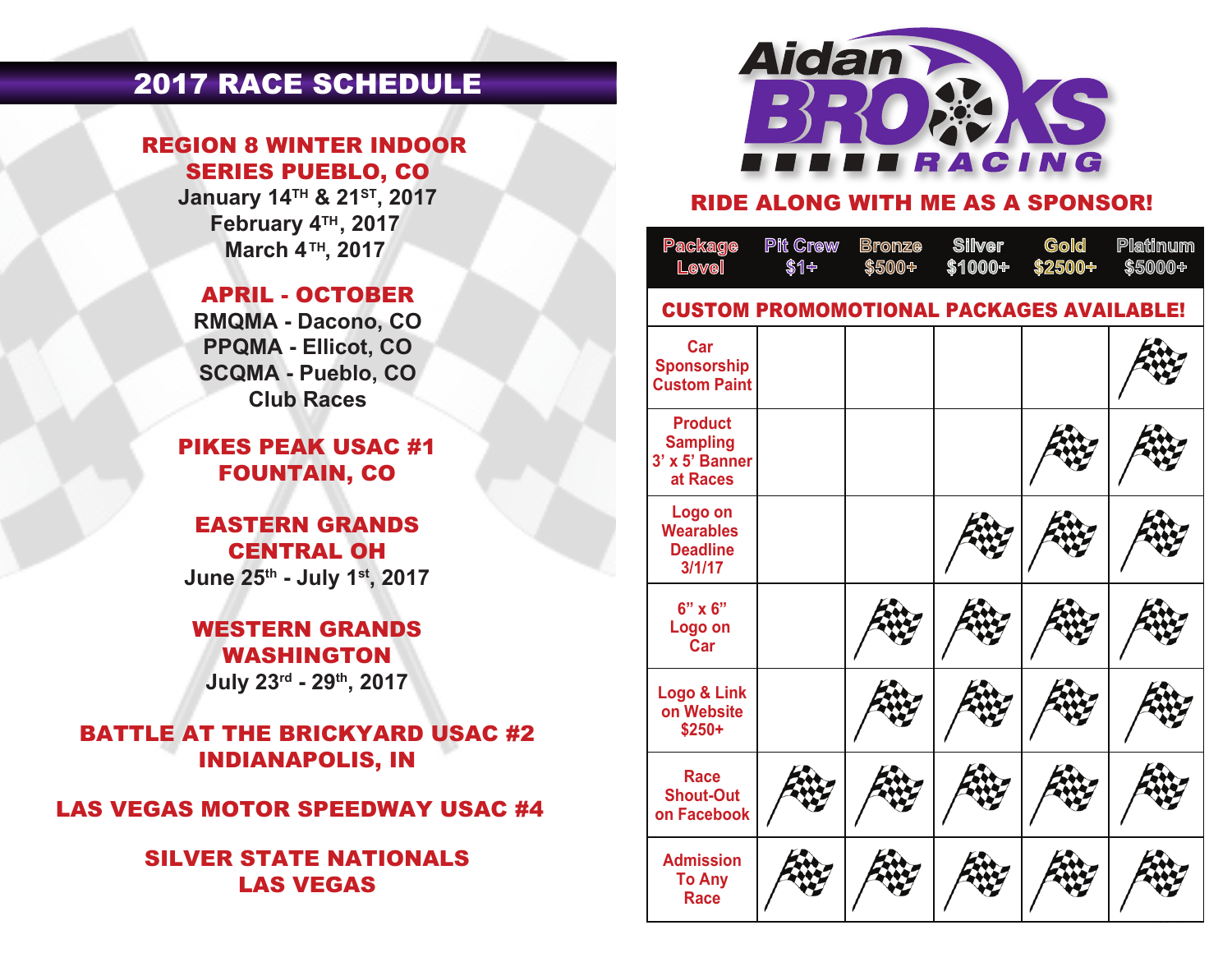# 2017 RACE SCHEDULE

**REGION 8 WINTER INDOOR SERIES PUEBLO, CO**
January 14TH & 21ST, 2017
February 4TH, 2017
March 4TH, 2017

**APRIL - OCTOBER**
RMQMA - Dacono, CO
PPQMA - Ellicot, CO
SCQMA - Pueblo, CO
Club Races

**PIKES PEAK USAC #1 FOUNTAIN, CO**

**EASTERN GRANDS CENTRAL OH**
June 25th - July 1st, 2017

**WESTERN GRANDS WASHINGTON**
July 23rd - 29th, 2017

**BATTLE AT THE BRICKYARD USAC #2 INDIANAPOLIS, IN**

**LAS VEGAS MOTOR SPEEDWAY USAC #4**

**SILVER STATE NATIONALS LAS VEGAS**

# Aidan BROOKS RACING

## RIDE ALONG WITH ME AS A SPONSOR!

| Package Level | Pit Crew $1+ | Bronze $500+ | Silver $1000+ | Gold $2500+ | Platinum $5000+ |
|---|---|---|---|---|---|
| **CUSTOM PROMOMOTIONAL PACKAGES AVAILABLE!** | | | | | |
| Car Sponsorship Custom Paint | | | | | ✓ |
| Product Sampling 3' x 5' Banner at Races | | | | ✓ | ✓ |
| Logo on Wearables Deadline 3/1/17 | | | ✓ | ✓ | ✓ |
| 6" x 6" Logo on Car | | ✓ | ✓ | ✓ | ✓ |
| Logo & Link on Website $250+ | | ✓ | ✓ | ✓ | ✓ |
| Race Shout-Out on Facebook | ✓ | ✓ | ✓ | ✓ | ✓ |
| Admission To Any Race | ✓ | ✓ | ✓ | ✓ | ✓ |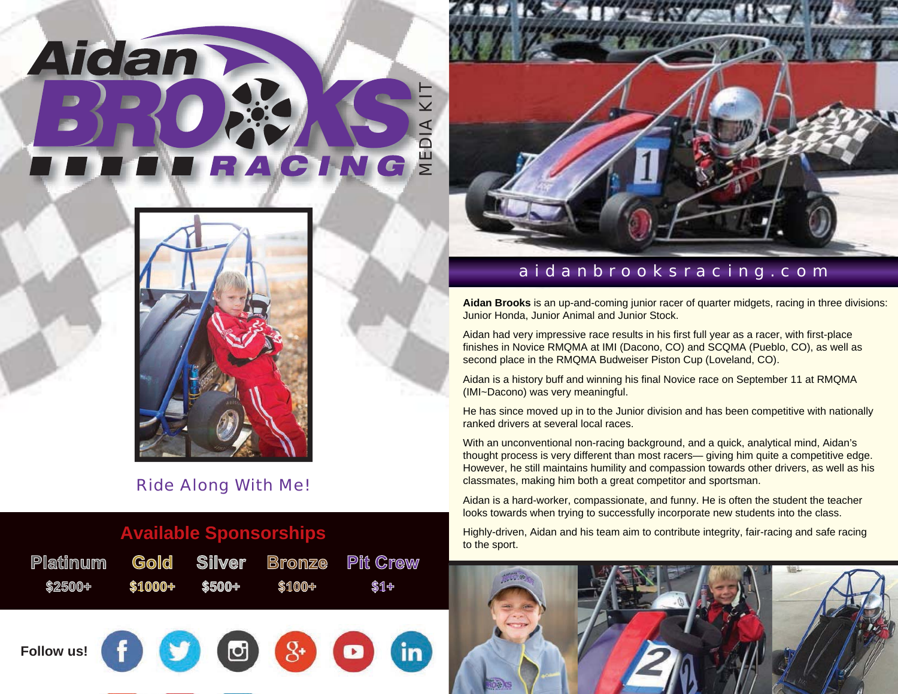# Aidan BROOKS RACING

MEDIA KIT

Ride Along With Me!

## Available Sponsorships

| Platinum | Gold | Silver | Bronze | Pit Crew |
|---|---|---|---|---|
| $2500+ | $1000+ | $500+ | $100+ | $1+ |

**Follow us!**

aidanbrooksracing.com

**Aidan Brooks** is an up-and-coming junior racer of quarter midgets, racing in three divisions: Junior Honda, Junior Animal and Junior Stock.

Aidan had very impressive race results in his first full year as a racer, with first-place finishes in Novice RMQMA at IMI (Dacono, CO) and SCQMA (Pueblo, CO), as well as second place in the RMQMA Budweiser Piston Cup (Loveland, CO).

Aidan is a history buff and winning his final Novice race on September 11 at RMQMA (IMI~Dacono) was very meaningful.

He has since moved up in to the Junior division and has been competitive with nationally ranked drivers at several local races.

With an unconventional non-racing background, and a quick, analytical mind, Aidan's thought process is very different than most racers— giving him quite a competitive edge. However, he still maintains humility and compassion towards other drivers, as well as his classmates, making him both a great competitor and sportsman.

Aidan is a hard-worker, compassionate, and funny. He is often the student the teacher looks towards when trying to successfully incorporate new students into the class.

Highly-driven, Aidan and his team aim to contribute integrity, fair-racing and safe racing to the sport.